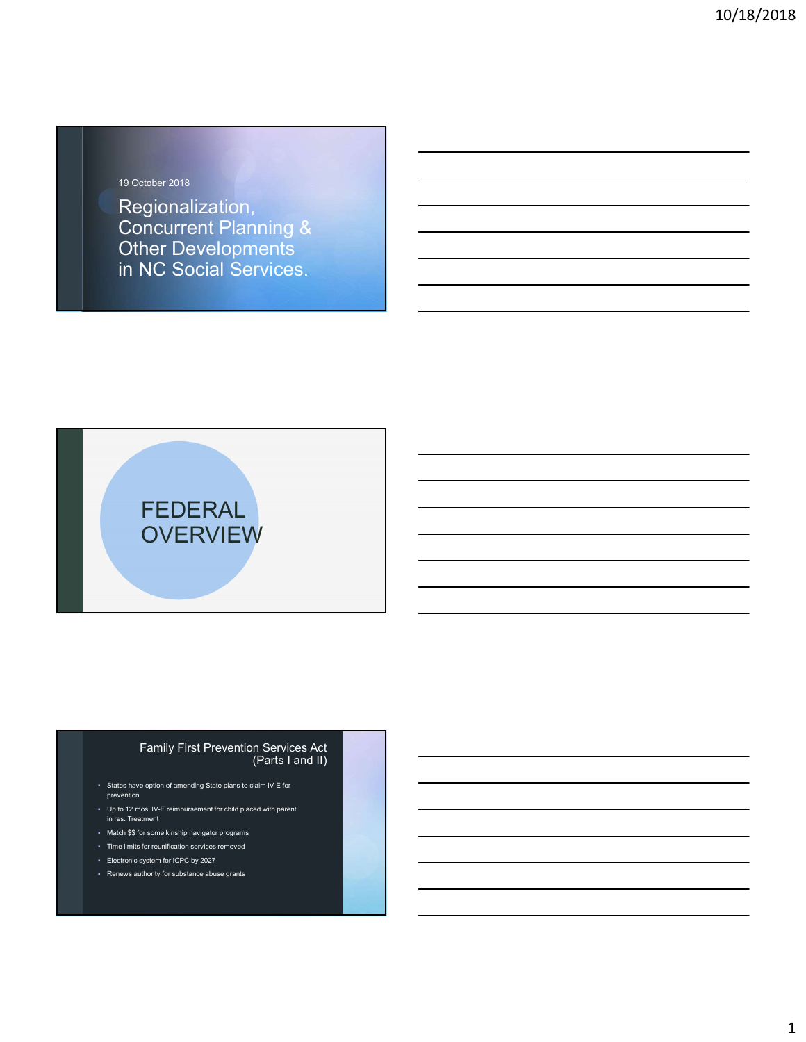19 October 2018

# Regionalization, Concurrent Planning & Other Developments in NC Social Services.

# FEDERAL OVERVIEW

## Family First Prevention Services Act (Parts I and II)

- States have option of amending State plans to claim IV-E for prevention
- Up to 12 mos. IV-E reimbursement for child placed with parent in res. Treatment
- Match $$ for some kinship navigator programs
- Time limits for reunification services removed
- Electronic system for ICPC by 2027
- Renews authority for substance abuse grants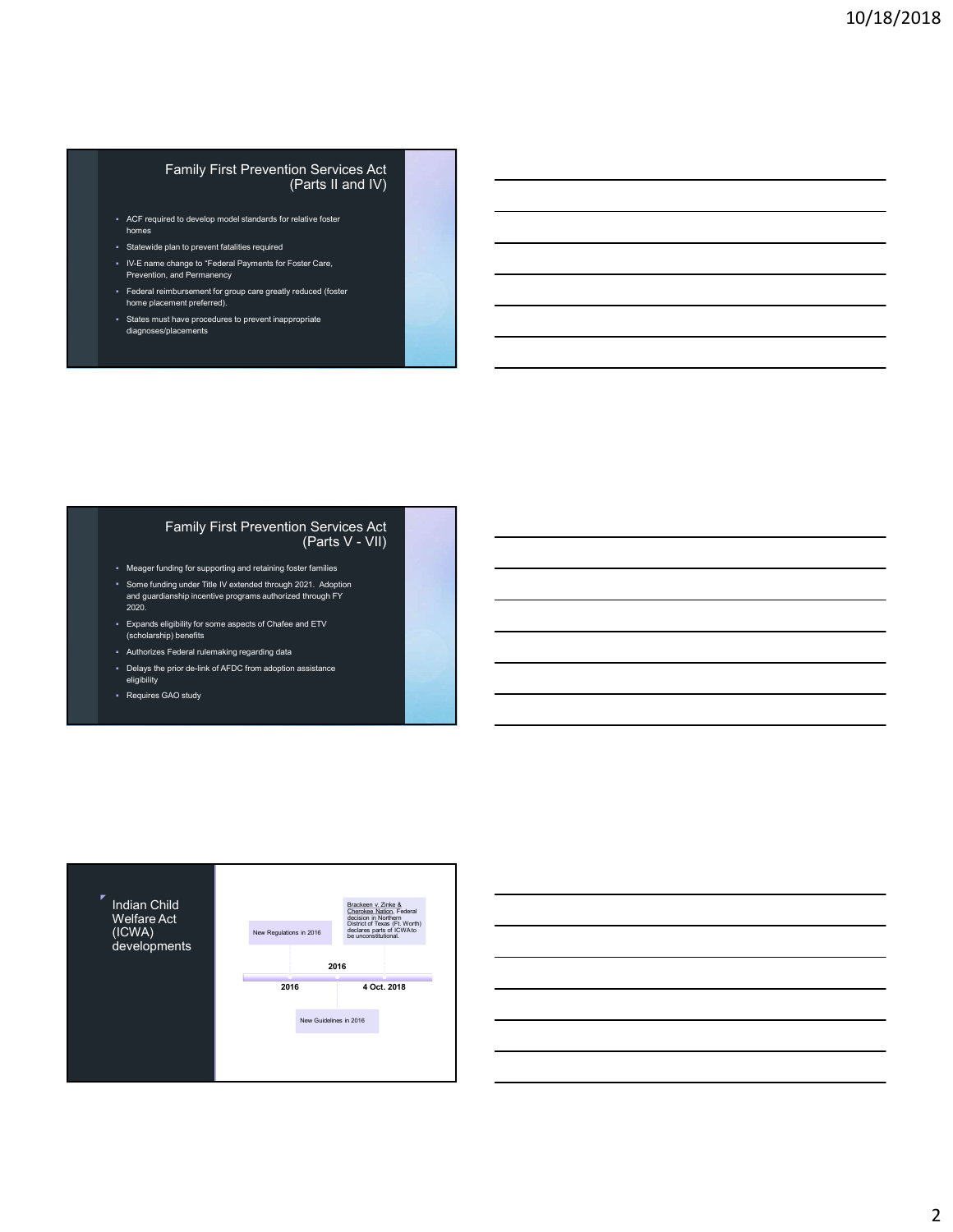## Family First Prevention Services Act (Parts II and IV)

- ACF required to develop model standards for relative foster homes
- Statewide plan to prevent fatalities required
- IV-E name change to "Federal Payments for Foster Care, Prevention, and Permanency
- Federal reimbursement for group care greatly reduced (foster home placement preferred).
- States must have procedures to prevent inappropriate diagnoses/placements

## Family First Prevention Services Act (Parts V - VII)

- Meager funding for supporting and retaining foster families
- Some funding under Title IV extended through 2021. Adoption and guardianship incentive programs authorized through FY 2020.
- Expands eligibility for some aspects of Chafee and ETV (scholarship) benefits
- Authorizes Federal rulemaking regarding data
- Delays the prior de-link of AFDC from adoption assistance eligibility
- Requires GAO study

## Indian Child Welfare Act (ICWA) developments

- 2016: New Regulations in 2016
- 2016: New Guidelines in 2016
- 4 Oct. 2018: Brackeen v. Zinke & Cherokee Nation. Federal decision in Northern District of Texas (Ft. Worth) declares parts of ICWA to be unconstitutional.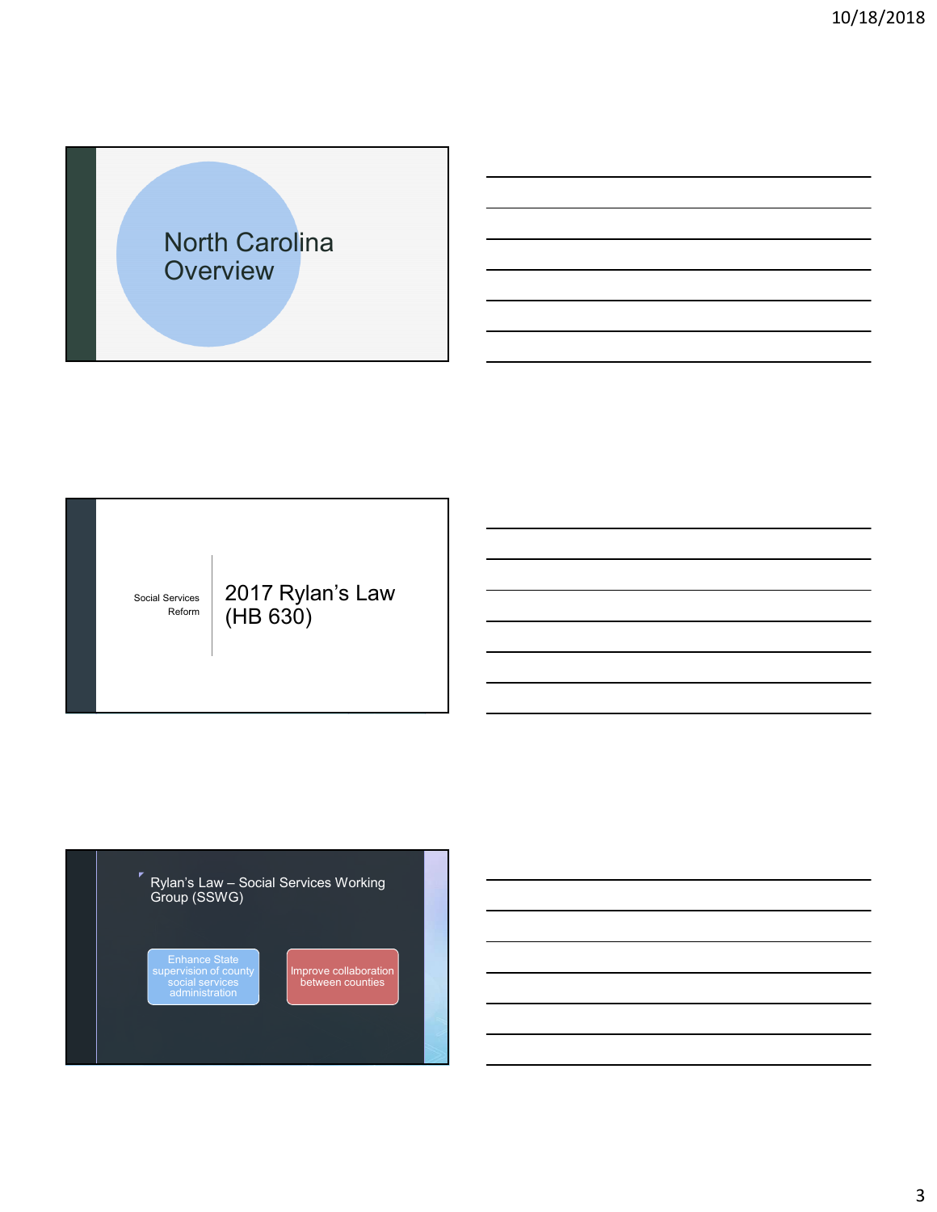# North Carolina Overview

Social Services Reform

## 2017 Rylan's Law (HB 630)

- Rylan's Law – Social Services Working Group (SSWG)

Enhance State supervision of county social services administration

Improve collaboration between counties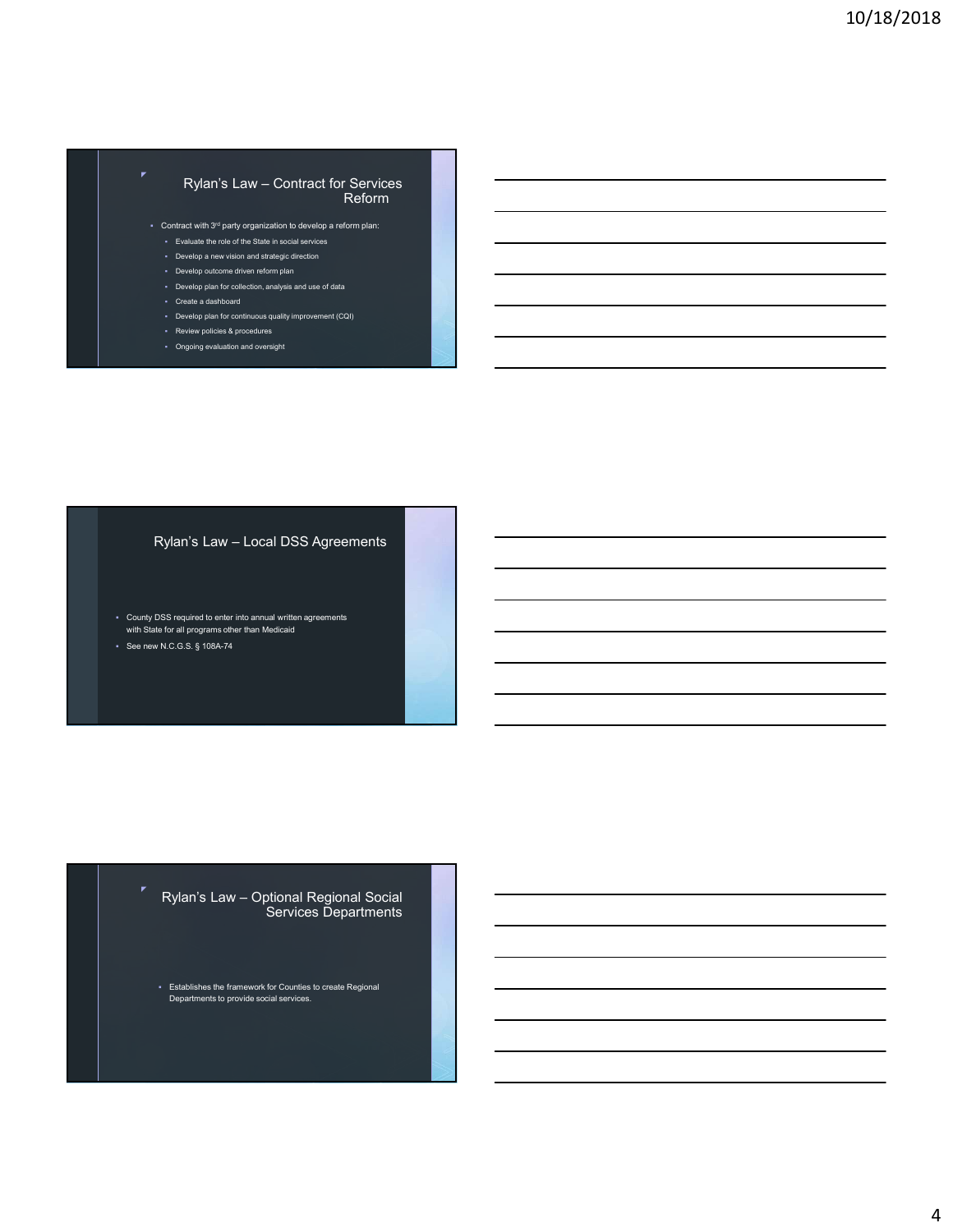## Rylan's Law – Contract for Services Reform

- Contract with 3rd party organization to develop a reform plan:
  - Evaluate the role of the State in social services
  - Develop a new vision and strategic direction
  - Develop outcome driven reform plan
  - Develop plan for collection, analysis and use of data
  - Create a dashboard
  - Develop plan for continuous quality improvement (CQI)
  - Review policies & procedures
  - Ongoing evaluation and oversight

## Rylan's Law – Local DSS Agreements

- County DSS required to enter into annual written agreements with State for all programs other than Medicaid
- See new N.C.G.S. § 108A-74

## Rylan's Law – Optional Regional Social Services Departments

- Establishes the framework for Counties to create Regional Departments to provide social services.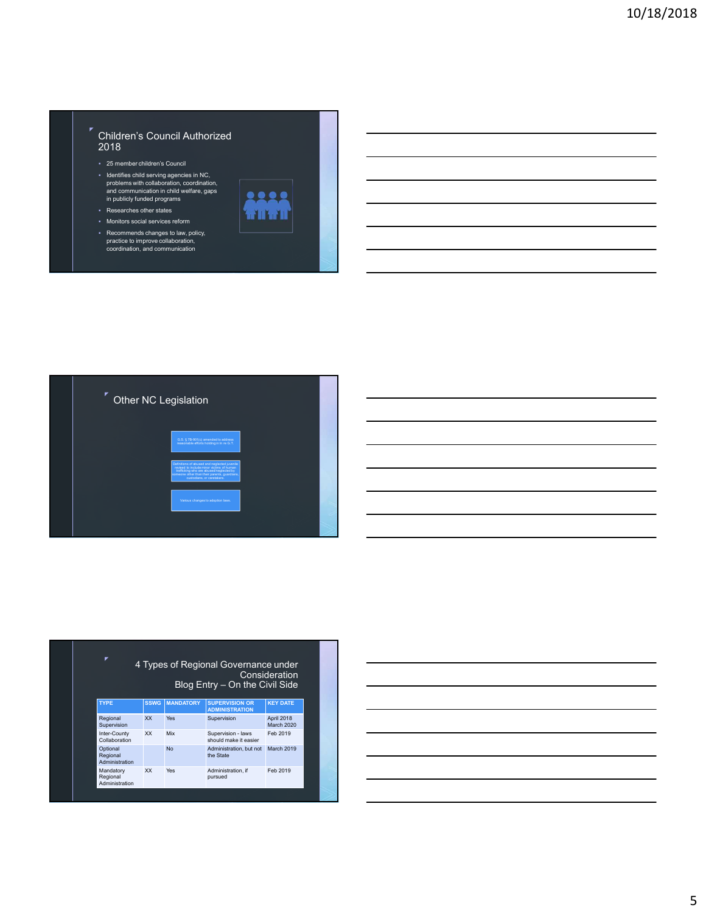## Children's Council Authorized 2018

- 25 member children's Council
- Identifies child serving agencies in NC, problems with collaboration, coordination, and communication in child welfare, gaps in publicly funded programs
- Researches other states
- Monitors social services reform
- Recommends changes to law, policy, practice to improve collaboration, coordination, and communication

## Other NC Legislation

- G.S. § 7B-901(c) amended to address reasonable efforts holding in In re G.T.
- Definitions of abused and neglected juvenile revised to include minor victims of human trafficking who are abused/neglected by someone other than their parents, guardians, custodians, or caretakers.
- Various changes to adoption laws.

## 4 Types of Regional Governance under Consideration
## Blog Entry – On the Civil Side

| TYPE | SSWG | MANDATORY | SUPERVISION OR ADMINISTRATION | KEY DATE |
|---|---|---|---|---|
| Regional Supervision | XX | Yes | Supervision | April 2018 March 2020 |
| Inter-County Collaboration | XX | Mix | Supervision - laws should make it easier | Feb 2019 |
| Optional Regional Administration | | No | Administration, but not the State | March 2019 |
| Mandatory Regional Administration | XX | Yes | Administration, if pursued | Feb 2019 |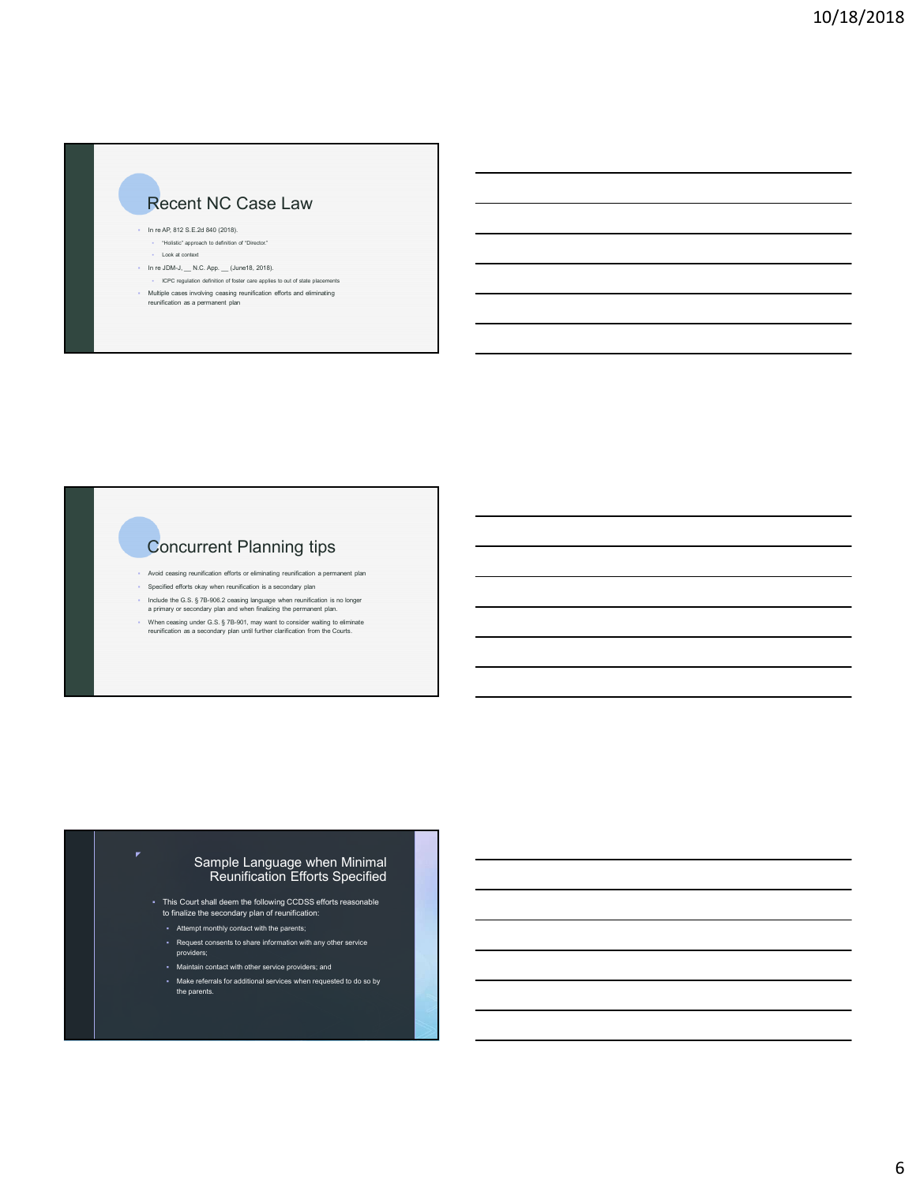## Recent NC Case Law

- In re AP, 812 S.E.2d 840 (2018).
  - "Holistic" approach to definition of "Director."
  - Look at context
- In re JDM-J, __ N.C. App. __ (June18, 2018).
  - ICPC regulation definition of foster care applies to out of state placements
- Multiple cases involving ceasing reunification efforts and eliminating reunification as a permanent plan

## Concurrent Planning tips

- Avoid ceasing reunification efforts or eliminating reunification a permanent plan
- Specified efforts okay when reunification is a secondary plan
- Include the G.S. § 7B-906.2 ceasing language when reunification is no longer a primary or secondary plan and when finalizing the permanent plan.
- When ceasing under G.S. § 7B-901, may want to consider waiting to eliminate reunification as a secondary plan until further clarification from the Courts.

## Sample Language when Minimal Reunification Efforts Specified

- This Court shall deem the following CCDSS efforts reasonable to finalize the secondary plan of reunification:
  - Attempt monthly contact with the parents;
  - Request consents to share information with any other service providers;
  - Maintain contact with other service providers; and
  - Make referrals for additional services when requested to do so by the parents.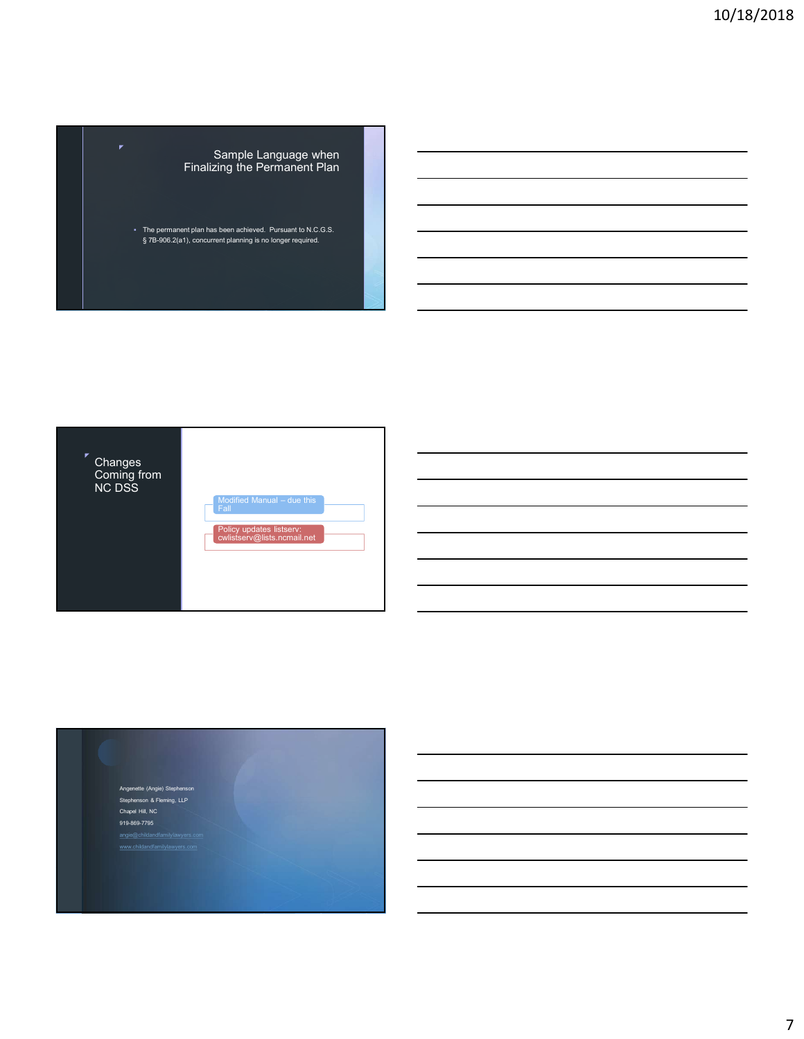## Sample Language when Finalizing the Permanent Plan

- The permanent plan has been achieved. Pursuant to N.C.G.S. § 7B-906.2(a1), concurrent planning is no longer required.

## Changes Coming from NC DSS

- Modified Manual – due this Fall
- Policy updates listserv: cwlistserv@lists.ncmail.net

Angenette (Angie) Stephenson

Stephenson & Fleming, LLP

Chapel Hill, NC

919-869-7795

angie@childandfamilylawyers.com

www.childandfamilylawyers.com